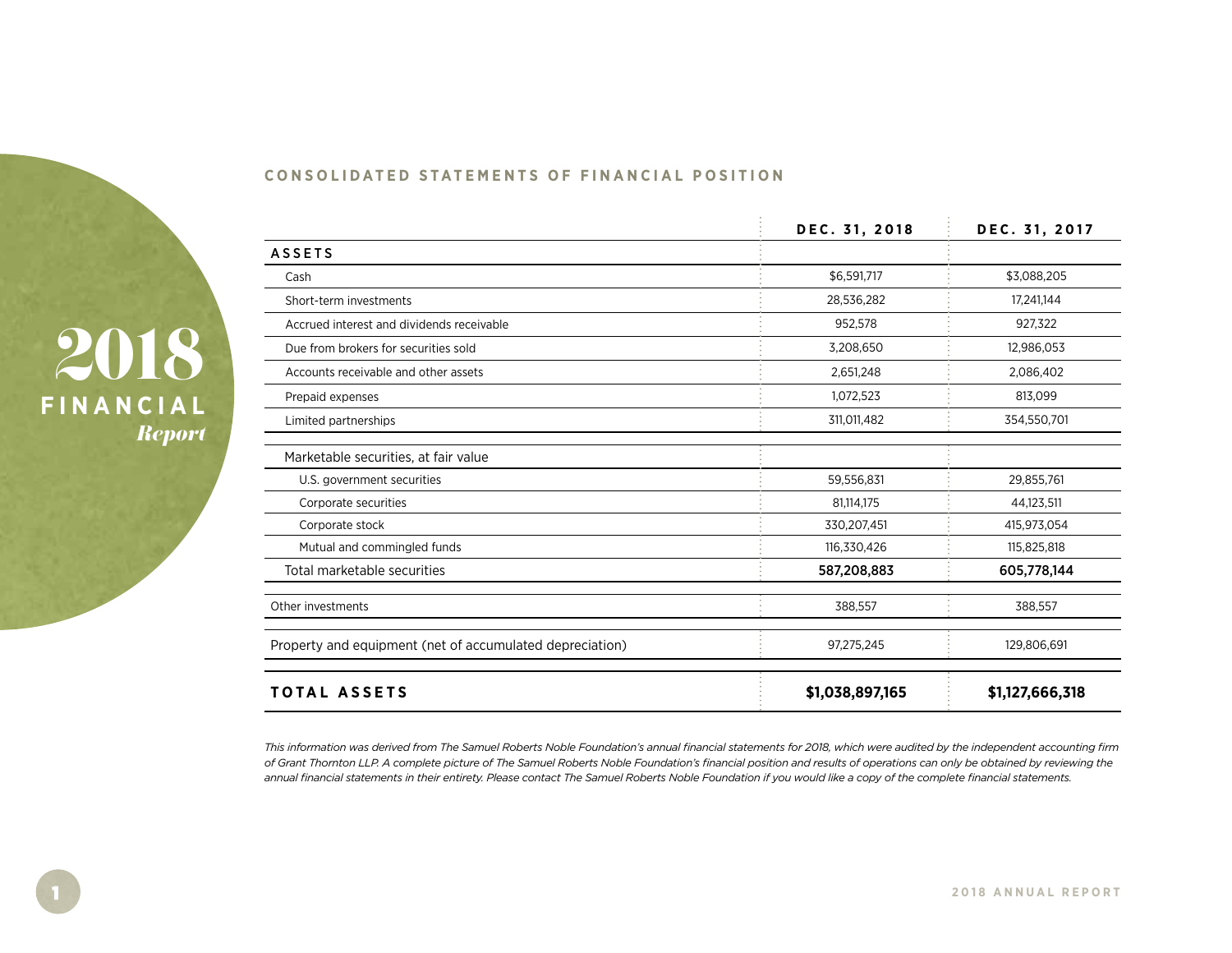# 2018 FINANCIAL *Report*

## CONSOLIDATED STATEMENTS OF FINANCIAL POSITION

| | DEC. 31, 2018 | DEC. 31, 2017 |
|---|---|---|
| **ASSETS** | | |
| Cash | $6,591,717 | $3,088,205 |
| Short-term investments | 28,536,282 | 17,241,144 |
| Accrued interest and dividends receivable | 952,578 | 927,322 |
| Due from brokers for securities sold | 3,208,650 | 12,986,053 |
| Accounts receivable and other assets | 2,651,248 | 2,086,402 |
| Prepaid expenses | 1,072,523 | 813,099 |
| Limited partnerships | 311,011,482 | 354,550,701 |
| Marketable securities, at fair value | | |
| U.S. government securities | 59,556,831 | 29,855,761 |
| Corporate securities | 81,114,175 | 44,123,511 |
| Corporate stock | 330,207,451 | 415,973,054 |
| Mutual and commingled funds | 116,330,426 | 115,825,818 |
| Total marketable securities | **587,208,883** | **605,778,144** |
| Other investments | 388,557 | 388,557 |
| Property and equipment (net of accumulated depreciation) | 97,275,245 | 129,806,691 |
| **TOTAL ASSETS** | **$1,038,897,165** | **$1,127,666,318** |

*This information was derived from The Samuel Roberts Noble Foundation's annual financial statements for 2018, which were audited by the independent accounting firm of Grant Thornton LLP. A complete picture of The Samuel Roberts Noble Foundation's financial position and results of operations can only be obtained by reviewing the annual financial statements in their entirety. Please contact The Samuel Roberts Noble Foundation if you would like a copy of the complete financial statements.*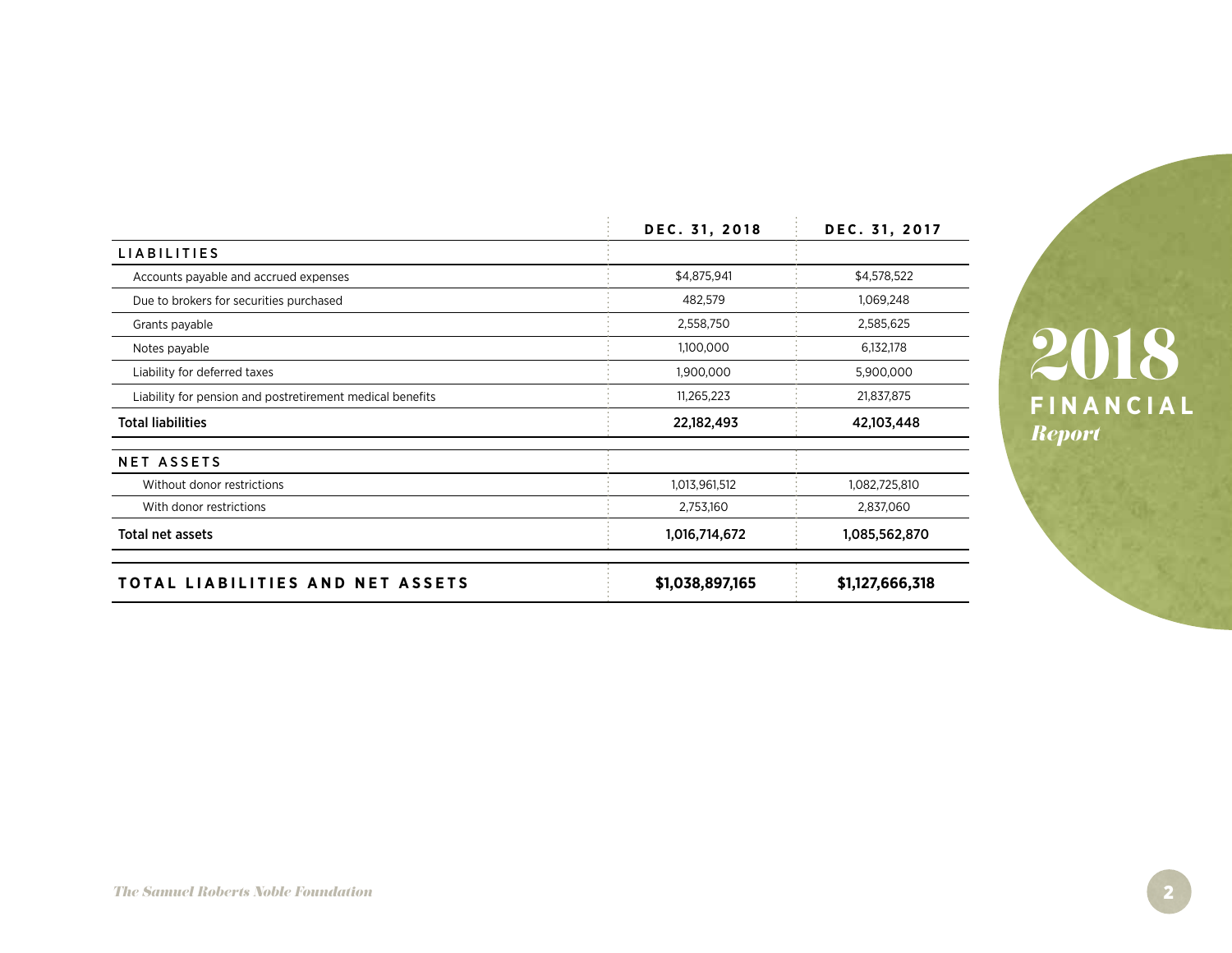| | DEC. 31, 2018 | DEC. 31, 2017 |
|---|---|---|
| **LIABILITIES** | | |
| Accounts payable and accrued expenses | $4,875,941 | $4,578,522 |
| Due to brokers for securities purchased | 482,579 | 1,069,248 |
| Grants payable | 2,558,750 | 2,585,625 |
| Notes payable | 1,100,000 | 6,132,178 |
| Liability for deferred taxes | 1,900,000 | 5,900,000 |
| Liability for pension and postretirement medical benefits | 11,265,223 | 21,837,875 |
| **Total liabilities** | **22,182,493** | **42,103,448** |
| **NET ASSETS** | | |
| Without donor restrictions | 1,013,961,512 | 1,082,725,810 |
| With donor restrictions | 2,753,160 | 2,837,060 |
| **Total net assets** | **1,016,714,672** | **1,085,562,870** |
| **TOTAL LIABILITIES AND NET ASSETS** | **$1,038,897,165** | **$1,127,666,318** |

**2018 FINANCIAL** *Report*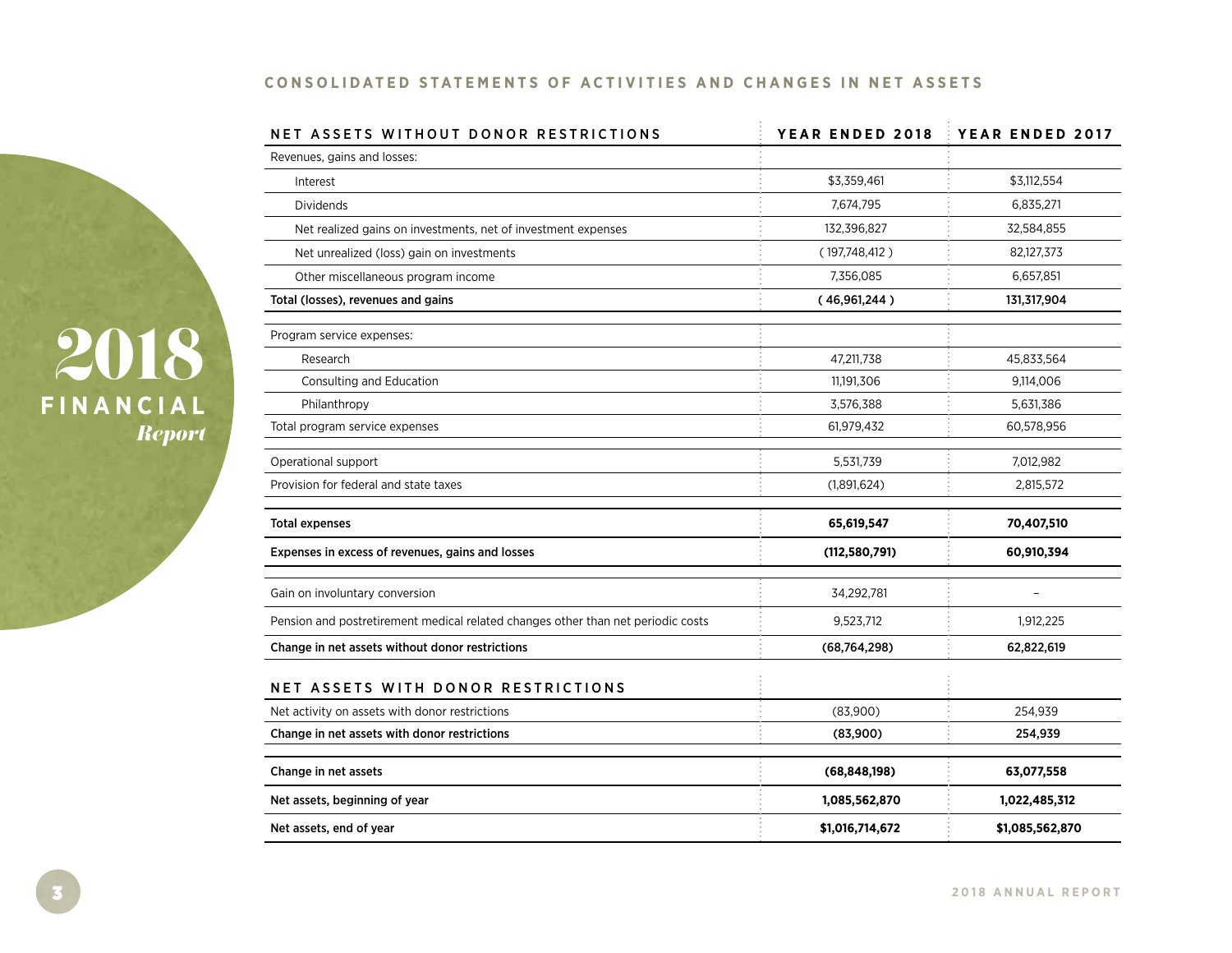## CONSOLIDATED STATEMENTS OF ACTIVITIES AND CHANGES IN NET ASSETS

**2018 FINANCIAL *Report***

| NET ASSETS WITHOUT DONOR RESTRICTIONS | YEAR ENDED 2018 | YEAR ENDED 2017 |
|---|---|---|
| Revenues, gains and losses: | | |
| Interest | $3,359,461 | $3,112,554 |
| Dividends | 7,674,795 | 6,835,271 |
| Net realized gains on investments, net of investment expenses | 132,396,827 | 32,584,855 |
| Net unrealized (loss) gain on investments | ( 197,748,412 ) | 82,127,373 |
| Other miscellaneous program income | 7,356,085 | 6,657,851 |
| **Total (losses), revenues and gains** | **( 46,961,244 )** | **131,317,904** |
| Program service expenses: | | |
| Research | 47,211,738 | 45,833,564 |
| Consulting and Education | 11,191,306 | 9,114,006 |
| Philanthropy | 3,576,388 | 5,631,386 |
| Total program service expenses | 61,979,432 | 60,578,956 |
| Operational support | 5,531,739 | 7,012,982 |
| Provision for federal and state taxes | (1,891,624) | 2,815,572 |
| **Total expenses** | **65,619,547** | **70,407,510** |
| **Expenses in excess of revenues, gains and losses** | **(112,580,791)** | **60,910,394** |
| Gain on involuntary conversion | 34,292,781 | – |
| Pension and postretirement medical related changes other than net periodic costs | 9,523,712 | 1,912,225 |
| **Change in net assets without donor restrictions** | **(68,764,298)** | **62,822,619** |
| **NET ASSETS WITH DONOR RESTRICTIONS** | | |
| Net activity on assets with donor restrictions | (83,900) | 254,939 |
| **Change in net assets with donor restrictions** | **(83,900)** | **254,939** |
| **Change in net assets** | **(68,848,198)** | **63,077,558** |
| **Net assets, beginning of year** | **1,085,562,870** | **1,022,485,312** |
| **Net assets, end of year** | **$1,016,714,672** | **$1,085,562,870** |